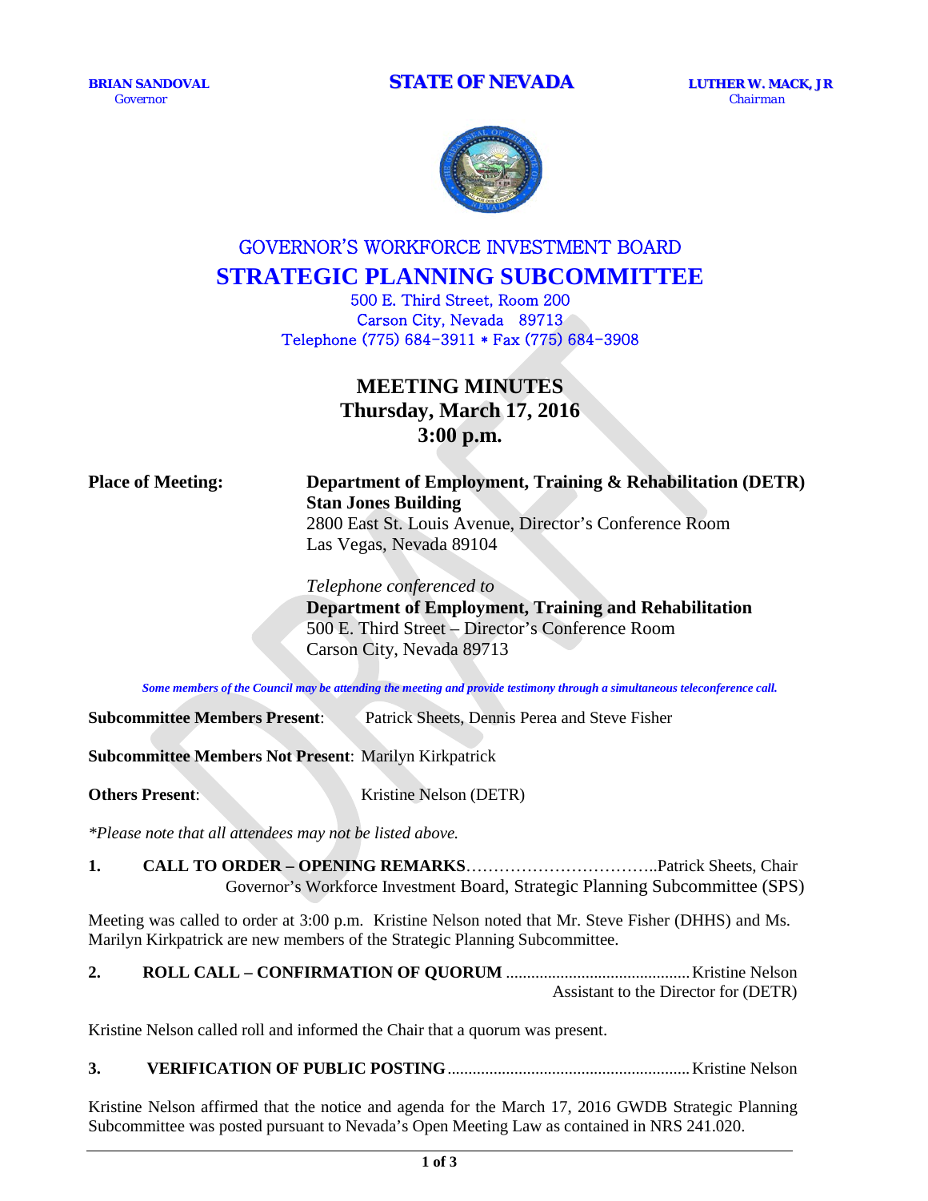**BRIAN SANDOVAL**
Governor

**STATE OF NEVADA**

**LUTHER W. MACK, JR**
Chairman

# GOVERNOR'S WORKFORCE INVESTMENT BOARD
# STRATEGIC PLANNING SUBCOMMITTEE

500 E. Third Street, Room 200
Carson City, Nevada 89713
Telephone (775) 684-3911 * Fax (775) 684-3908

## MEETING MINUTES
## Thursday, March 17, 2016
## 3:00 p.m.

**Place of Meeting:**

**Department of Employment, Training & Rehabilitation (DETR)**
**Stan Jones Building**
2800 East St. Louis Avenue, Director's Conference Room
Las Vegas, Nevada 89104

*Telephone conferenced to*
**Department of Employment, Training and Rehabilitation**
500 E. Third Street – Director's Conference Room
Carson City, Nevada 89713

***Some members of the Council may be attending the meeting and provide testimony through a simultaneous teleconference call.***

**Subcommittee Members Present**: Patrick Sheets, Dennis Perea and Steve Fisher

**Subcommittee Members Not Present**: Marilyn Kirkpatrick

**Others Present**: Kristine Nelson (DETR)

*\*Please note that all attendees may not be listed above.*

**1. CALL TO ORDER – OPENING REMARKS**……………………………..Patrick Sheets, Chair
Governor's Workforce Investment Board, Strategic Planning Subcommittee (SPS)

Meeting was called to order at 3:00 p.m. Kristine Nelson noted that Mr. Steve Fisher (DHHS) and Ms. Marilyn Kirkpatrick are new members of the Strategic Planning Subcommittee.

**2. ROLL CALL – CONFIRMATION OF QUORUM** ............................................ Kristine Nelson
Assistant to the Director for (DETR)

Kristine Nelson called roll and informed the Chair that a quorum was present.

**3. VERIFICATION OF PUBLIC POSTING**......................................................... Kristine Nelson

Kristine Nelson affirmed that the notice and agenda for the March 17, 2016 GWDB Strategic Planning Subcommittee was posted pursuant to Nevada's Open Meeting Law as contained in NRS 241.020.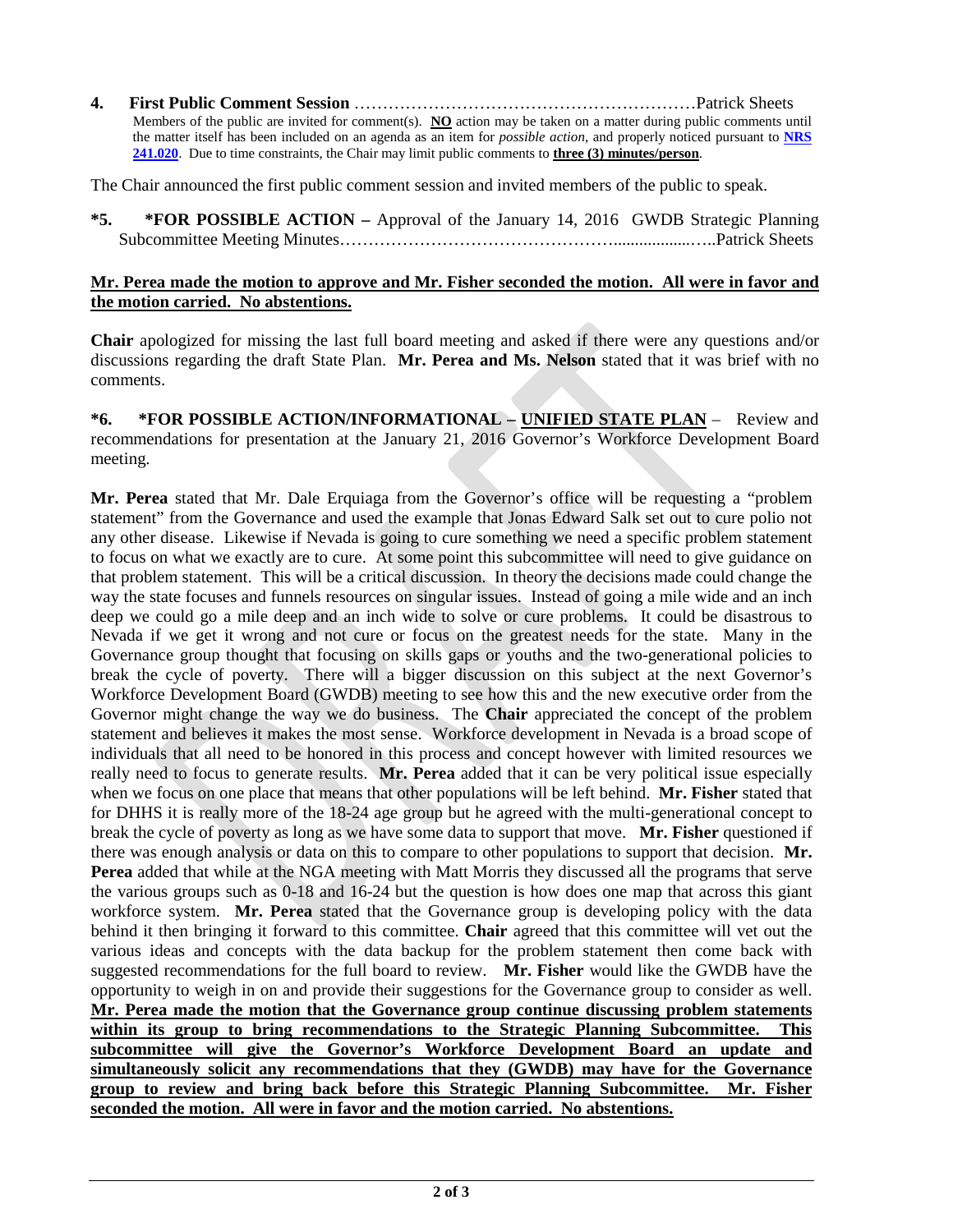**4. First Public Comment Session** ……………………………………………………Patrick Sheets

Members of the public are invited for comment(s). **NO** action may be taken on a matter during public comments until the matter itself has been included on an agenda as an item for *possible action*, and properly noticed pursuant to **NRS 241.020**. Due to time constraints, the Chair may limit public comments to **three (3) minutes/person**.

The Chair announced the first public comment session and invited members of the public to speak.

**\*5. \*FOR POSSIBLE ACTION –** Approval of the January 14, 2016 GWDB Strategic Planning Subcommittee Meeting Minutes……………………………………….................…..Patrick Sheets

**Mr. Perea made the motion to approve and Mr. Fisher seconded the motion. All were in favor and the motion carried. No abstentions.**

**Chair** apologized for missing the last full board meeting and asked if there were any questions and/or discussions regarding the draft State Plan. **Mr. Perea and Ms. Nelson** stated that it was brief with no comments.

**\*6. \*FOR POSSIBLE ACTION/INFORMATIONAL – UNIFIED STATE PLAN** – Review and recommendations for presentation at the January 21, 2016 Governor's Workforce Development Board meeting.

**Mr. Perea** stated that Mr. Dale Erquiaga from the Governor's office will be requesting a "problem statement" from the Governance and used the example that Jonas Edward Salk set out to cure polio not any other disease. Likewise if Nevada is going to cure something we need a specific problem statement to focus on what we exactly are to cure. At some point this subcommittee will need to give guidance on that problem statement. This will be a critical discussion. In theory the decisions made could change the way the state focuses and funnels resources on singular issues. Instead of going a mile wide and an inch deep we could go a mile deep and an inch wide to solve or cure problems. It could be disastrous to Nevada if we get it wrong and not cure or focus on the greatest needs for the state. Many in the Governance group thought that focusing on skills gaps or youths and the two-generational policies to break the cycle of poverty. There will a bigger discussion on this subject at the next Governor's Workforce Development Board (GWDB) meeting to see how this and the new executive order from the Governor might change the way we do business. The **Chair** appreciated the concept of the problem statement and believes it makes the most sense. Workforce development in Nevada is a broad scope of individuals that all need to be honored in this process and concept however with limited resources we really need to focus to generate results. **Mr. Perea** added that it can be very political issue especially when we focus on one place that means that other populations will be left behind. **Mr. Fisher** stated that for DHHS it is really more of the 18-24 age group but he agreed with the multi-generational concept to break the cycle of poverty as long as we have some data to support that move. **Mr. Fisher** questioned if there was enough analysis or data on this to compare to other populations to support that decision. **Mr. Perea** added that while at the NGA meeting with Matt Morris they discussed all the programs that serve the various groups such as 0-18 and 16-24 but the question is how does one map that across this giant workforce system. **Mr. Perea** stated that the Governance group is developing policy with the data behind it then bringing it forward to this committee. **Chair** agreed that this committee will vet out the various ideas and concepts with the data backup for the problem statement then come back with suggested recommendations for the full board to review. **Mr. Fisher** would like the GWDB have the opportunity to weigh in on and provide their suggestions for the Governance group to consider as well. **Mr. Perea made the motion that the Governance group continue discussing problem statements within its group to bring recommendations to the Strategic Planning Subcommittee. This subcommittee will give the Governor's Workforce Development Board an update and simultaneously solicit any recommendations that they (GWDB) may have for the Governance group to review and bring back before this Strategic Planning Subcommittee. Mr. Fisher seconded the motion. All were in favor and the motion carried. No abstentions.**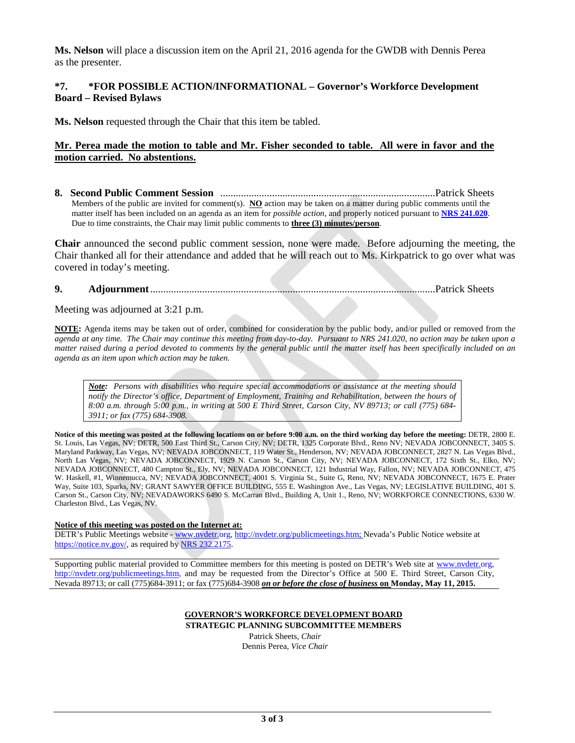**Ms. Nelson** will place a discussion item on the April 21, 2016 agenda for the GWDB with Dennis Perea as the presenter.

### *7. *FOR POSSIBLE ACTION/INFORMATIONAL – Governor's Workforce Development Board – Revised Bylaws

**Ms. Nelson** requested through the Chair that this item be tabled.

**Mr. Perea made the motion to table and Mr. Fisher seconded to table. All were in favor and the motion carried. No abstentions.**

### 8. Second Public Comment Session ....................................................................................Patrick Sheets

Members of the public are invited for comment(s). **NO** action may be taken on a matter during public comments until the matter itself has been included on an agenda as an item for *possible action*, and properly noticed pursuant to **NRS 241.020**. Due to time constraints, the Chair may limit public comments to **three (3) minutes/person**.

**Chair** announced the second public comment session, none were made. Before adjourning the meeting, the Chair thanked all for their attendance and added that he will reach out to Ms. Kirkpatrick to go over what was covered in today's meeting.

### 9. Adjournment..............................................................................................................Patrick Sheets

Meeting was adjourned at 3:21 p.m.

**NOTE:** Agenda items may be taken out of order, combined for consideration by the public body, and/or pulled or removed from the *agenda at any time. The Chair may continue this meeting from day-to-day. Pursuant to NRS 241.020, no action may be taken upon a matter raised during a period devoted to comments by the general public until the matter itself has been specifically included on an agenda as an item upon which action may be taken.*

> ***Note:*** *Persons with disabilities who require special accommodations or assistance at the meeting should notify the Director's office, Department of Employment, Training and Rehabilitation, between the hours of 8:00 a.m. through 5:00 p.m., in writing at 500 E Third Street, Carson City, NV 89713; or call (775) 684-3911; or fax (775) 684-3908.*

**Notice of this meeting was posted at the following locations on or before 9:00 a.m. on the third working day before the meeting:** DETR, 2800 E. St. Louis, Las Vegas, NV; DETR, 500 East Third St., Carson City, NV; DETR, 1325 Corporate Blvd., Reno NV; NEVADA JOBCONNECT, 3405 S. Maryland Parkway, Las Vegas, NV; NEVADA JOBCONNECT, 119 Water St., Henderson, NV; NEVADA JOBCONNECT, 2827 N. Las Vegas Blvd., North Las Vegas, NV; NEVADA JOBCONNECT, 1929 N. Carson St., Carson City, NV; NEVADA JOBCONNECT, 172 Sixth St., Elko, NV; NEVADA JOBCONNECT, 480 Campton St., Ely, NV; NEVADA JOBCONNECT, 121 Industrial Way, Fallon, NV; NEVADA JOBCONNECT, 475 W. Haskell, #1, Winnemucca, NV; NEVADA JOBCONNECT, 4001 S. Virginia St., Suite G, Reno, NV; NEVADA JOBCONNECT, 1675 E. Prater Way, Suite 103, Sparks, NV; GRANT SAWYER OFFICE BUILDING, 555 E. Washington Ave., Las Vegas, NV; LEGISLATIVE BUILDING, 401 S. Carson St., Carson City, NV; NEVADAWORKS 6490 S. McCarran Blvd., Building A, Unit 1., Reno, NV; WORKFORCE CONNECTIONS, 6330 W. Charleston Blvd., Las Vegas, NV.

**Notice of this meeting was posted on the Internet at:**
DETR's Public Meetings website - www.nvdetr.org, http://nvdetr.org/publicmeetings.htm; Nevada's Public Notice website at https://notice.nv.gov/, as required by NRS 232.2175.

Supporting public material provided to Committee members for this meeting is posted on DETR's Web site at www.nvdetr.org, http://nvdetr.org/publicmeetings.htm, and may be requested from the Director's Office at 500 E. Third Street, Carson City, Nevada 89713; or call (775)684-3911; or fax (775)684-3908 ***on or before the close of business* on Monday, May 11, 2015.**

**GOVERNOR'S WORKFORCE DEVELOPMENT BOARD**
**STRATEGIC PLANNING SUBCOMMITTEE MEMBERS**
Patrick Sheets, *Chair*
Dennis Perea, *Vice Chair*